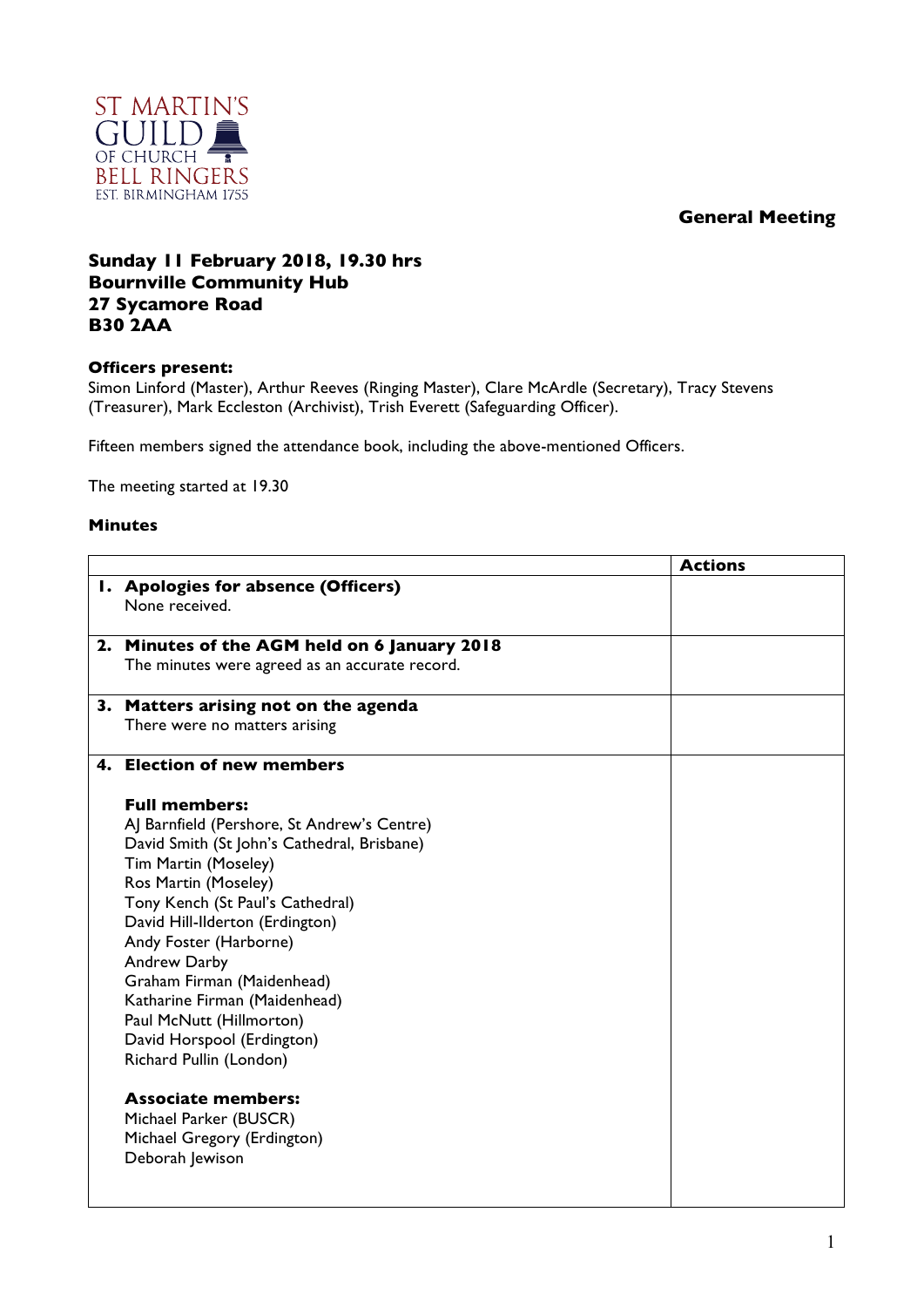ST MARTIN'S GUILD OF CHURCH BELL RINGERS
EST. BIRMINGHAM 1755

**General Meeting**

**Sunday 11 February 2018, 19.30 hrs**
**Bournville Community Hub**
**27 Sycamore Road**
**B30 2AA**

**Officers present:**
Simon Linford (Master), Arthur Reeves (Ringing Master), Clare McArdle (Secretary), Tracy Stevens (Treasurer), Mark Eccleston (Archivist), Trish Everett (Safeguarding Officer).

Fifteen members signed the attendance book, including the above-mentioned Officers.

The meeting started at 19.30

**Minutes**

| | Actions |
|---|---|
| **1. Apologies for absence (Officers)**<br>None received. | |
| **2. Minutes of the AGM held on 6 January 2018**<br>The minutes were agreed as an accurate record. | |
| **3. Matters arising not on the agenda**<br>There were no matters arising | |
| **4. Election of new members**<br><br>**Full members:**<br>AJ Barnfield (Pershore, St Andrew's Centre)<br>David Smith (St John's Cathedral, Brisbane)<br>Tim Martin (Moseley)<br>Ros Martin (Moseley)<br>Tony Kench (St Paul's Cathedral)<br>David Hill-Ilderton (Erdington)<br>Andy Foster (Harborne)<br>Andrew Darby<br>Graham Firman (Maidenhead)<br>Katharine Firman (Maidenhead)<br>Paul McNutt (Hillmorton)<br>David Horspool (Erdington)<br>Richard Pullin (London)<br><br>**Associate members:**<br>Michael Parker (BUSCR)<br>Michael Gregory (Erdington)<br>Deborah Jewison | |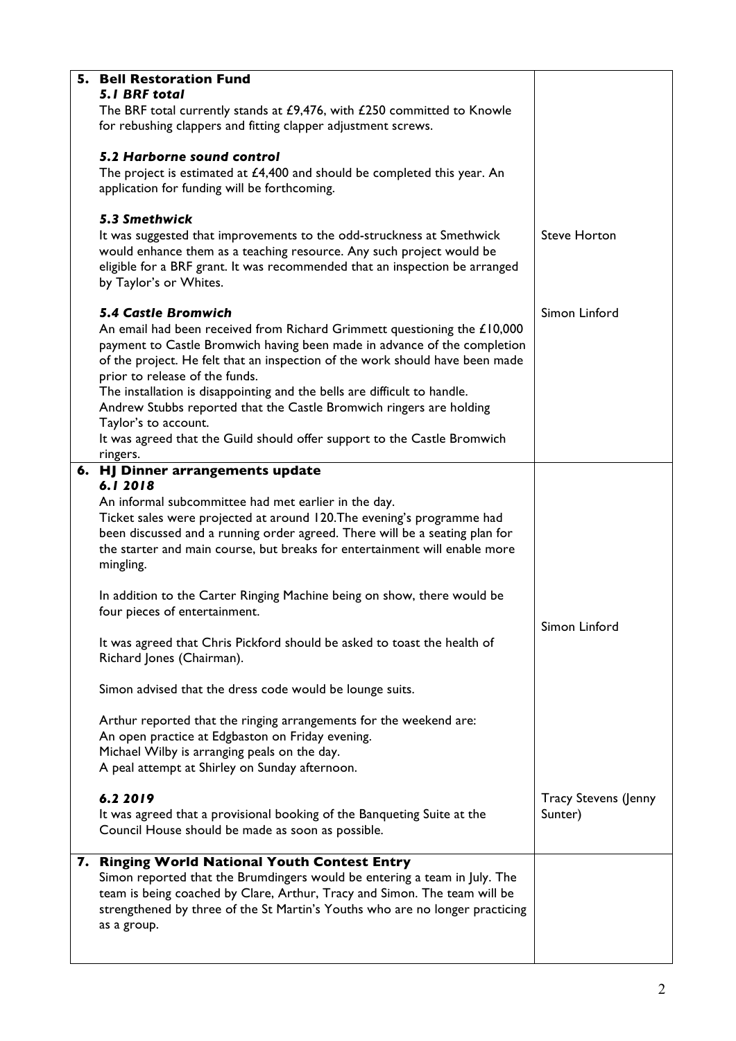| | |
|---|---|
| **5. Bell Restoration Fund**<br>***5.1 BRF total***<br>The BRF total currently stands at £9,476, with £250 committed to Knowle for rebushing clappers and fitting clapper adjustment screws.<br><br>***5.2 Harborne sound control***<br>The project is estimated at £4,400 and should be completed this year. An application for funding will be forthcoming.<br><br>***5.3 Smethwick***<br>It was suggested that improvements to the odd-struckness at Smethwick would enhance them as a teaching resource. Any such project would be eligible for a BRF grant. It was recommended that an inspection be arranged by Taylor's or Whites.<br><br>***5.4 Castle Bromwich***<br>An email had been received from Richard Grimmett questioning the £10,000 payment to Castle Bromwich having been made in advance of the completion of the project. He felt that an inspection of the work should have been made prior to release of the funds.<br>The installation is disappointing and the bells are difficult to handle.<br>Andrew Stubbs reported that the Castle Bromwich ringers are holding Taylor's to account.<br>It was agreed that the Guild should offer support to the Castle Bromwich ringers. | <br><br><br><br><br><br><br><br>Steve Horton<br><br><br><br><br>Simon Linford |
| **6. HJ Dinner arrangements update**<br>***6.1 2018***<br>An informal subcommittee had met earlier in the day.<br>Ticket sales were projected at around 120.The evening's programme had been discussed and a running order agreed. There will be a seating plan for the starter and main course, but breaks for entertainment will enable more mingling.<br><br>In addition to the Carter Ringing Machine being on show, there would be four pieces of entertainment.<br><br>It was agreed that Chris Pickford should be asked to toast the health of Richard Jones (Chairman).<br><br>Simon advised that the dress code would be lounge suits.<br><br>Arthur reported that the ringing arrangements for the weekend are:<br>An open practice at Edgbaston on Friday evening.<br>Michael Wilby is arranging peals on the day.<br>A peal attempt at Shirley on Sunday afternoon.<br><br>***6.2 2019***<br>It was agreed that a provisional booking of the Banqueting Suite at the Council House should be made as soon as possible. | <br><br><br><br><br><br><br><br><br>Simon Linford<br><br><br><br><br><br><br><br><br>Tracy Stevens (Jenny Sunter) |
| **7. Ringing World National Youth Contest Entry**<br>Simon reported that the Brumdingers would be entering a team in July. The team is being coached by Clare, Arthur, Tracy and Simon. The team will be strengthened by three of the St Martin's Youths who are no longer practicing as a group. | |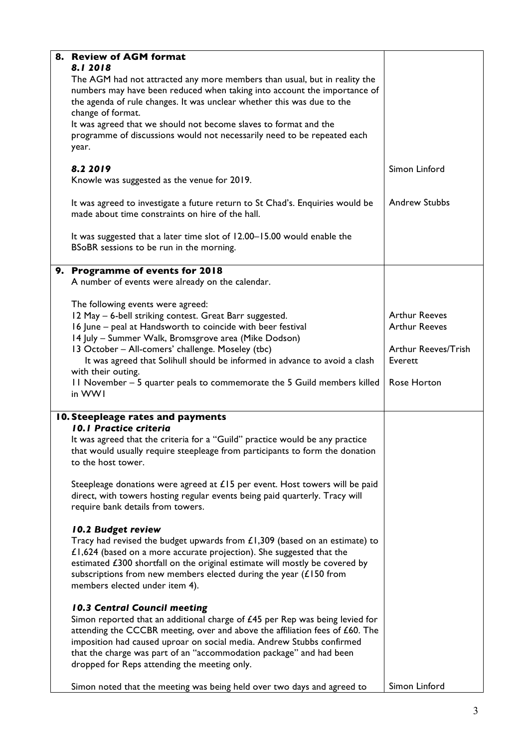| | |
|---|---|
| **8. Review of AGM format**<br>***8.1 2018***<br>The AGM had not attracted any more members than usual, but in reality the numbers may have been reduced when taking into account the importance of the agenda of rule changes. It was unclear whether this was due to the change of format.<br>It was agreed that we should not become slaves to format and the programme of discussions would not necessarily need to be repeated each year.<br><br>***8.2 2019***<br>Knowle was suggested as the venue for 2019.<br><br>It was agreed to investigate a future return to St Chad's. Enquiries would be made about time constraints on hire of the hall.<br><br>It was suggested that a later time slot of 12.00–15.00 would enable the BSoBR sessions to be run in the morning. | <br><br><br><br><br><br><br><br><br>Simon Linford<br><br><br>Andrew Stubbs |
| **9. Programme of events for 2018**<br>A number of events were already on the calendar.<br><br>The following events were agreed:<br>12 May – 6-bell striking contest. Great Barr suggested.<br>16 June – peal at Handsworth to coincide with beer festival<br>14 July – Summer Walk, Bromsgrove area (Mike Dodson)<br>13 October – All-comers' challenge. Moseley (tbc)<br>It was agreed that Solihull should be informed in advance to avoid a clash with their outing.<br>11 November – 5 quarter peals to commemorate the 5 Guild members killed in WW1 | <br><br><br><br>Arthur Reeves<br>Arthur Reeves<br><br>Arthur Reeves/Trish Everett<br><br><br>Rose Horton |
| **10. Steepleage rates and payments**<br>***10.1 Practice criteria***<br>It was agreed that the criteria for a "Guild" practice would be any practice that would usually require steepleage from participants to form the donation to the host tower.<br><br>Steepleage donations were agreed at £15 per event. Host towers will be paid direct, with towers hosting regular events being paid quarterly. Tracy will require bank details from towers.<br><br>***10.2 Budget review***<br>Tracy had revised the budget upwards from £1,309 (based on an estimate) to £1,624 (based on a more accurate projection). She suggested that the estimated £300 shortfall on the original estimate will mostly be covered by subscriptions from new members elected during the year (£150 from members elected under item 4).<br><br>***10.3 Central Council meeting***<br>Simon reported that an additional charge of £45 per Rep was being levied for attending the CCCBR meeting, over and above the affiliation fees of £60. The imposition had caused uproar on social media. Andrew Stubbs confirmed that the charge was part of an "accommodation package" and had been dropped for Reps attending the meeting only.<br><br>Simon noted that the meeting was being held over two days and agreed to | <br><br><br><br><br><br><br><br><br><br><br><br><br><br><br><br><br><br><br><br><br><br>Simon Linford |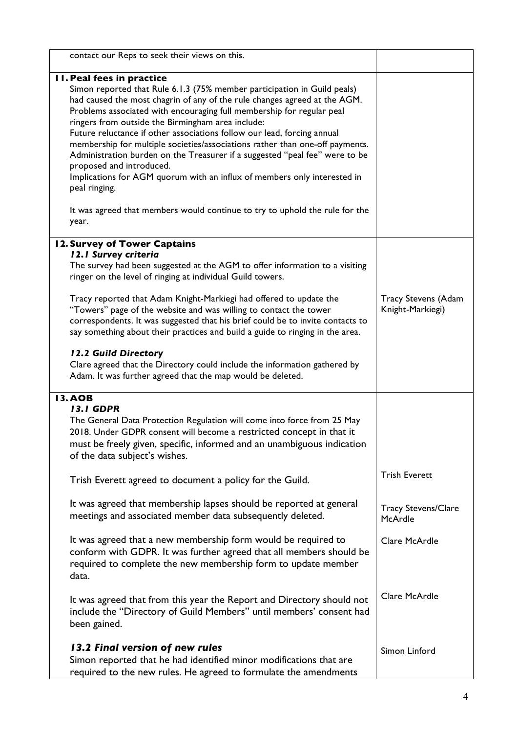| | |
|---|---|
| contact our Reps to seek their views on this. | |
| **11. Peal fees in practice**<br>Simon reported that Rule 6.1.3 (75% member participation in Guild peals) had caused the most chagrin of any of the rule changes agreed at the AGM. Problems associated with encouraging full membership for regular peal ringers from outside the Birmingham area include:<br>Future reluctance if other associations follow our lead, forcing annual membership for multiple societies/associations rather than one-off payments.<br>Administration burden on the Treasurer if a suggested "peal fee" were to be proposed and introduced.<br>Implications for AGM quorum with an influx of members only interested in peal ringing.<br><br>It was agreed that members would continue to try to uphold the rule for the year. | |
| **12. Survey of Tower Captains**<br>***12.1 Survey criteria***<br>The survey had been suggested at the AGM to offer information to a visiting ringer on the level of ringing at individual Guild towers.<br><br>Tracy reported that Adam Knight-Markiegi had offered to update the "Towers" page of the website and was willing to contact the tower correspondents. It was suggested that his brief could be to invite contacts to say something about their practices and build a guide to ringing in the area.<br><br>***12.2 Guild Directory***<br>Clare agreed that the Directory could include the information gathered by Adam. It was further agreed that the map would be deleted. | Tracy Stevens (Adam Knight-Markiegi) |
| **13. AOB**<br>***13.1 GDPR***<br>The General Data Protection Regulation will come into force from 25 May 2018. Under GDPR consent will become a restricted concept in that it must be freely given, specific, informed and an unambiguous indication of the data subject's wishes. | |
| Trish Everett agreed to document a policy for the Guild. | Trish Everett |
| It was agreed that membership lapses should be reported at general meetings and associated member data subsequently deleted. | Tracy Stevens/Clare McArdle |
| It was agreed that a new membership form would be required to conform with GDPR. It was further agreed that all members should be required to complete the new membership form to update member data. | Clare McArdle |
| It was agreed that from this year the Report and Directory should not include the "Directory of Guild Members" until members' consent had been gained. | Clare McArdle |
| ***13.2 Final version of new rules***<br>Simon reported that he had identified minor modifications that are required to the new rules. He agreed to formulate the amendments | Simon Linford |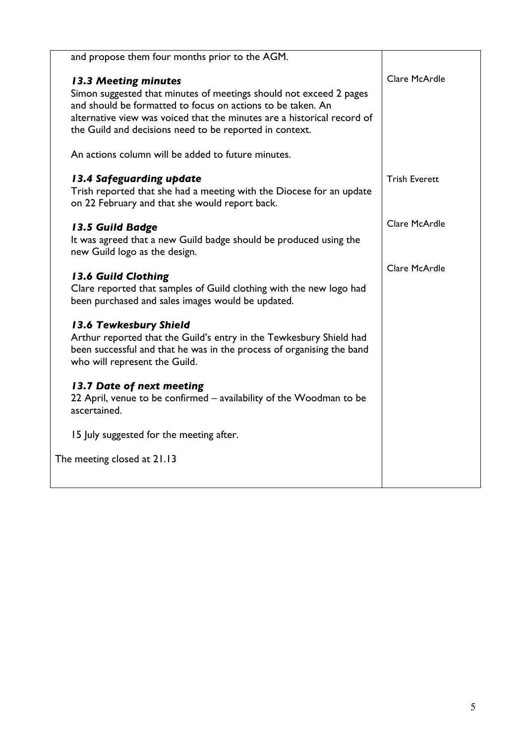| | |
|---|---|
| and propose them four months prior to the AGM. | |
| ***13.3 Meeting minutes***<br>Simon suggested that minutes of meetings should not exceed 2 pages and should be formatted to focus on actions to be taken. An alternative view was voiced that the minutes are a historical record of the Guild and decisions need to be reported in context.<br><br>An actions column will be added to future minutes. | Clare McArdle |
| ***13.4 Safeguarding update***<br>Trish reported that she had a meeting with the Diocese for an update on 22 February and that she would report back. | Trish Everett |
| ***13.5 Guild Badge***<br>It was agreed that a new Guild badge should be produced using the new Guild logo as the design. | Clare McArdle |
| ***13.6 Guild Clothing***<br>Clare reported that samples of Guild clothing with the new logo had been purchased and sales images would be updated. | Clare McArdle |
| ***13.6 Tewkesbury Shield***<br>Arthur reported that the Guild's entry in the Tewkesbury Shield had been successful and that he was in the process of organising the band who will represent the Guild. | |
| ***13.7 Date of next meeting***<br>22 April, venue to be confirmed – availability of the Woodman to be ascertained.<br><br>15 July suggested for the meeting after. | |
| The meeting closed at 21.13 | |